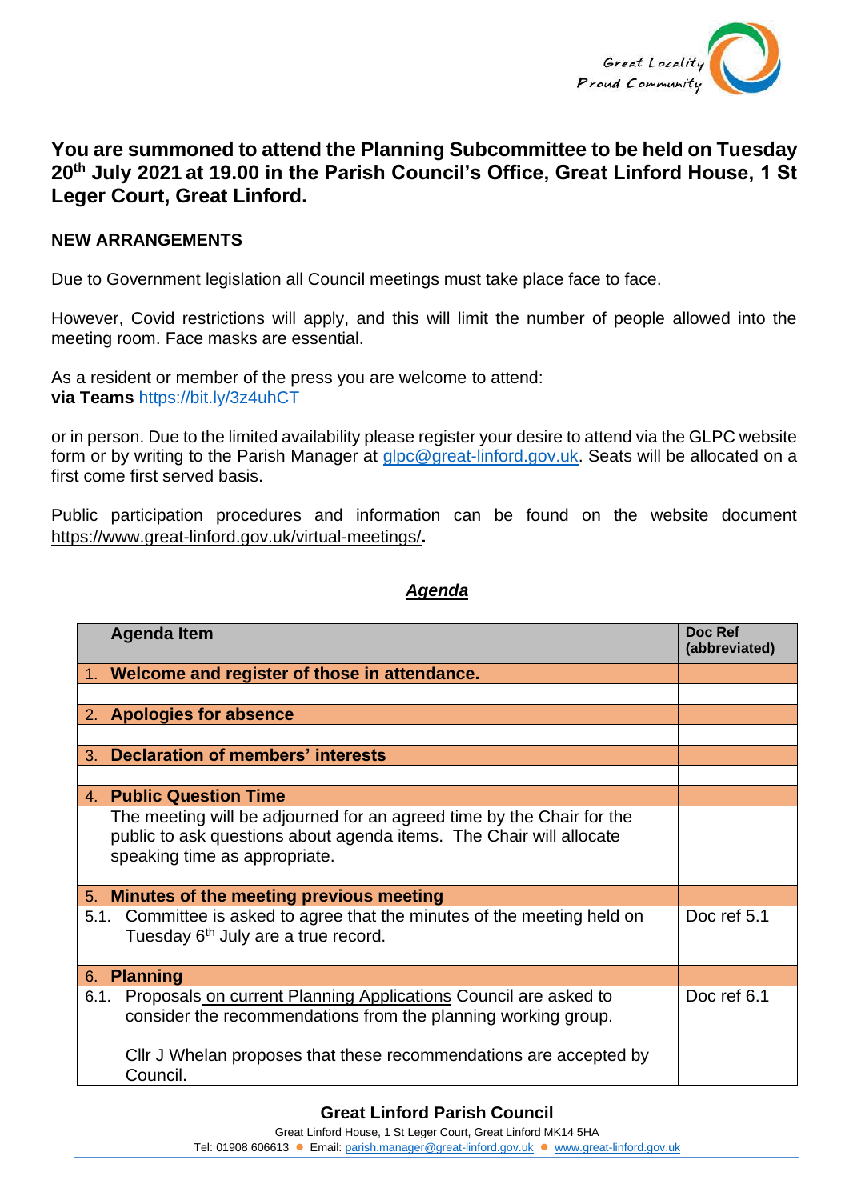Great Locality
Proud Community

## You are summoned to attend the Planning Subcommittee to be held on Tuesday 20th July 2021 at 19.00 in the Parish Council's Office, Great Linford House, 1 St Leger Court, Great Linford.

**NEW ARRANGEMENTS**

Due to Government legislation all Council meetings must take place face to face.

However, Covid restrictions will apply, and this will limit the number of people allowed into the meeting room. Face masks are essential.

As a resident or member of the press you are welcome to attend:
**via Teams** https://bit.ly/3z4uhCT

or in person. Due to the limited availability please register your desire to attend via the GLPC website form or by writing to the Parish Manager at glpc@great-linford.gov.uk. Seats will be allocated on a first come first served basis.

Public participation procedures and information can be found on the website document https://www.great-linford.gov.uk/virtual-meetings/.

***Agenda***

| Agenda Item | Doc Ref (abbreviated) |
|---|---|
| 1. **Welcome and register of those in attendance.** | |
| | |
| 2. **Apologies for absence** | |
| | |
| 3. **Declaration of members' interests** | |
| | |
| 4. **Public Question Time** | |
| The meeting will be adjourned for an agreed time by the Chair for the public to ask questions about agenda items. The Chair will allocate speaking time as appropriate. | |
| 5. **Minutes of the meeting previous meeting** | |
| 5.1. Committee is asked to agree that the minutes of the meeting held on Tuesday 6th July are a true record. | Doc ref 5.1 |
| 6. **Planning** | |
| 6.1. Proposals on current Planning Applications Council are asked to consider the recommendations from the planning working group. <br><br> Cllr J Whelan proposes that these recommendations are accepted by Council. | Doc ref 6.1 |

**Great Linford Parish Council**
Great Linford House, 1 St Leger Court, Great Linford MK14 5HA
Tel: 01908 606613 ● Email: parish.manager@great-linford.gov.uk ● www.great-linford.gov.uk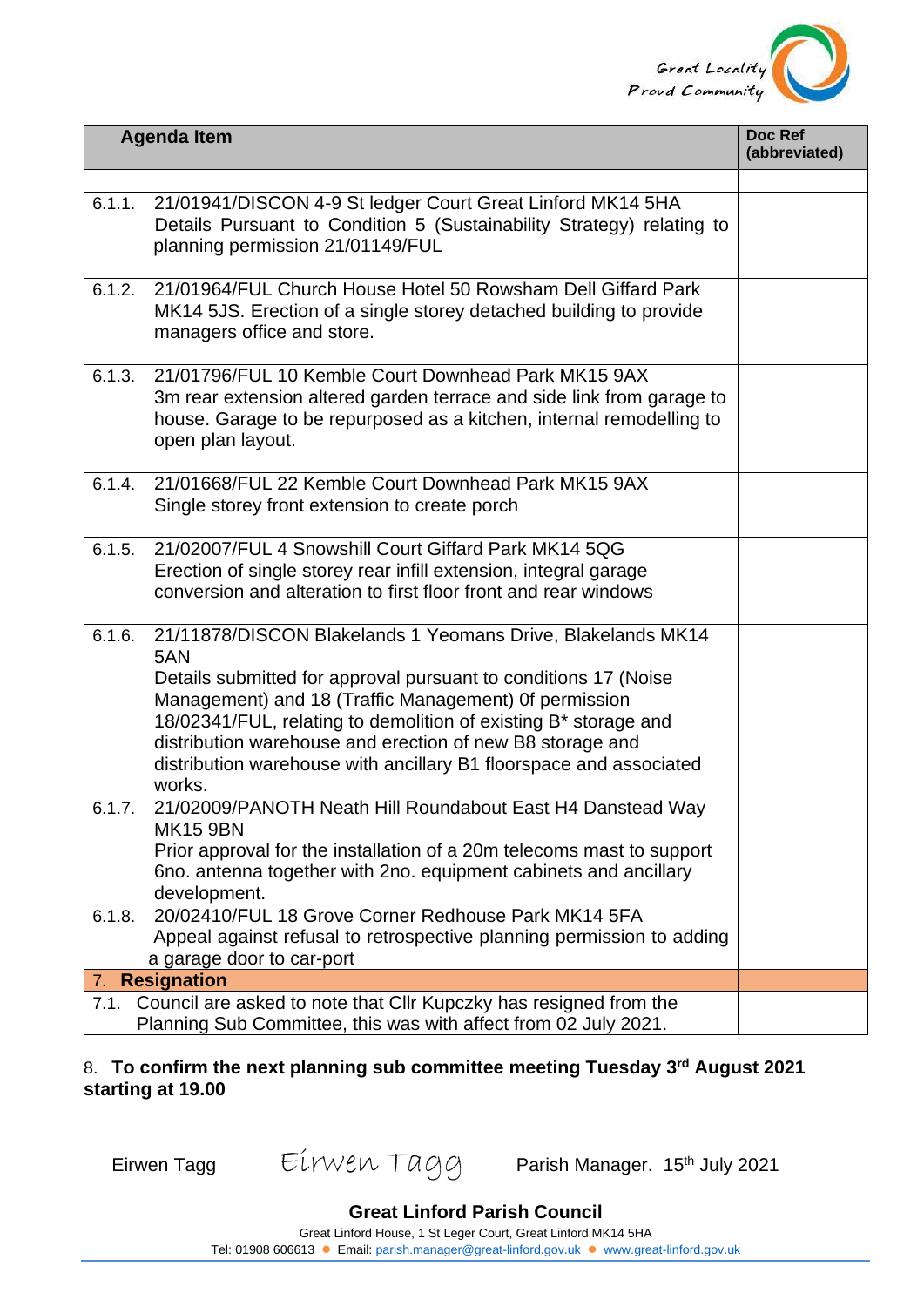Great Locality
Proud Community

| Agenda Item | | Doc Ref (abbreviated) |
|---|---|---|
| | | |
| 6.1.1. | 21/01941/DISCON 4-9 St ledger Court Great Linford MK14 5HA Details Pursuant to Condition 5 (Sustainability Strategy) relating to planning permission 21/01149/FUL | |
| 6.1.2. | 21/01964/FUL Church House Hotel 50 Rowsham Dell Giffard Park MK14 5JS. Erection of a single storey detached building to provide managers office and store. | |
| 6.1.3. | 21/01796/FUL 10 Kemble Court Downhead Park MK15 9AX 3m rear extension altered garden terrace and side link from garage to house. Garage to be repurposed as a kitchen, internal remodelling to open plan layout. | |
| 6.1.4. | 21/01668/FUL 22 Kemble Court Downhead Park MK15 9AX Single storey front extension to create porch | |
| 6.1.5. | 21/02007/FUL 4 Snowshill Court Giffard Park MK14 5QG Erection of single storey rear infill extension, integral garage conversion and alteration to first floor front and rear windows | |
| 6.1.6. | 21/11878/DISCON Blakelands 1 Yeomans Drive, Blakelands MK14 5AN Details submitted for approval pursuant to conditions 17 (Noise Management) and 18 (Traffic Management) 0f permission 18/02341/FUL, relating to demolition of existing B* storage and distribution warehouse and erection of new B8 storage and distribution warehouse with ancillary B1 floorspace and associated works. | |
| 6.1.7. | 21/02009/PANOTH Neath Hill Roundabout East H4 Danstead Way MK15 9BN Prior approval for the installation of a 20m telecoms mast to support 6no. antenna together with 2no. equipment cabinets and ancillary development. | |
| 6.1.8. | 20/02410/FUL 18 Grove Corner Redhouse Park MK14 5FA Appeal against refusal to retrospective planning permission to adding a garage door to car-port | |
| 7. | **Resignation** | |
| 7.1. | Council are asked to note that Cllr Kupczky has resigned from the Planning Sub Committee, this was with affect from 02 July 2021. | |

8. **To confirm the next planning sub committee meeting Tuesday 3rd August 2021 starting at 19.00**

Eirwen Tagg    Eirwen Tagg    Parish Manager. 15th July 2021

**Great Linford Parish Council**

Great Linford House, 1 St Leger Court, Great Linford MK14 5HA
Tel: 01908 606613 ● Email: parish.manager@great-linford.gov.uk ● www.great-linford.gov.uk